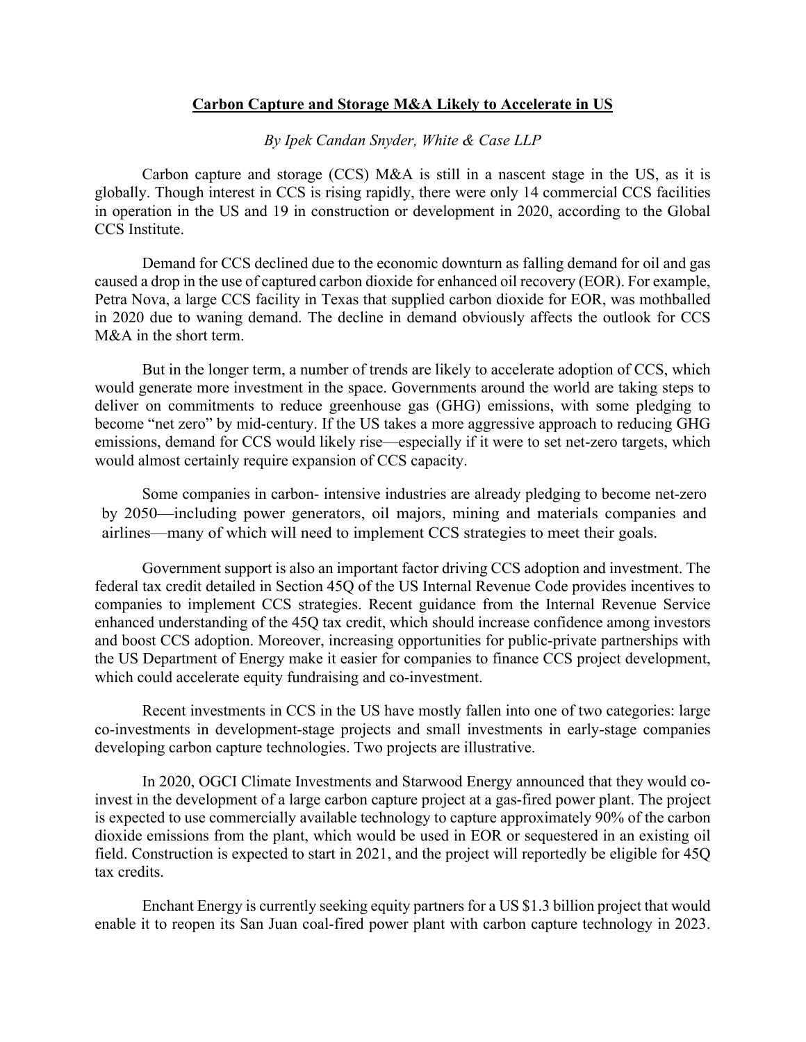**Carbon Capture and Storage M&A Likely to Accelerate in US**

*By Ipek Candan Snyder, White & Case LLP*

Carbon capture and storage (CCS) M&A is still in a nascent stage in the US, as it is globally. Though interest in CCS is rising rapidly, there were only 14 commercial CCS facilities in operation in the US and 19 in construction or development in 2020, according to the Global CCS Institute.

Demand for CCS declined due to the economic downturn as falling demand for oil and gas caused a drop in the use of captured carbon dioxide for enhanced oil recovery (EOR). For example, Petra Nova, a large CCS facility in Texas that supplied carbon dioxide for EOR, was mothballed in 2020 due to waning demand. The decline in demand obviously affects the outlook for CCS M&A in the short term.

But in the longer term, a number of trends are likely to accelerate adoption of CCS, which would generate more investment in the space. Governments around the world are taking steps to deliver on commitments to reduce greenhouse gas (GHG) emissions, with some pledging to become "net zero" by mid-century. If the US takes a more aggressive approach to reducing GHG emissions, demand for CCS would likely rise—especially if it were to set net-zero targets, which would almost certainly require expansion of CCS capacity.

Some companies in carbon- intensive industries are already pledging to become net-zero by 2050—including power generators, oil majors, mining and materials companies and airlines—many of which will need to implement CCS strategies to meet their goals.

Government support is also an important factor driving CCS adoption and investment. The federal tax credit detailed in Section 45Q of the US Internal Revenue Code provides incentives to companies to implement CCS strategies. Recent guidance from the Internal Revenue Service enhanced understanding of the 45Q tax credit, which should increase confidence among investors and boost CCS adoption. Moreover, increasing opportunities for public-private partnerships with the US Department of Energy make it easier for companies to finance CCS project development, which could accelerate equity fundraising and co-investment.

Recent investments in CCS in the US have mostly fallen into one of two categories: large co-investments in development-stage projects and small investments in early-stage companies developing carbon capture technologies. Two projects are illustrative.

In 2020, OGCI Climate Investments and Starwood Energy announced that they would co-invest in the development of a large carbon capture project at a gas-fired power plant. The project is expected to use commercially available technology to capture approximately 90% of the carbon dioxide emissions from the plant, which would be used in EOR or sequestered in an existing oil field. Construction is expected to start in 2021, and the project will reportedly be eligible for 45Q tax credits.

Enchant Energy is currently seeking equity partners for a US $1.3 billion project that would enable it to reopen its San Juan coal-fired power plant with carbon capture technology in 2023.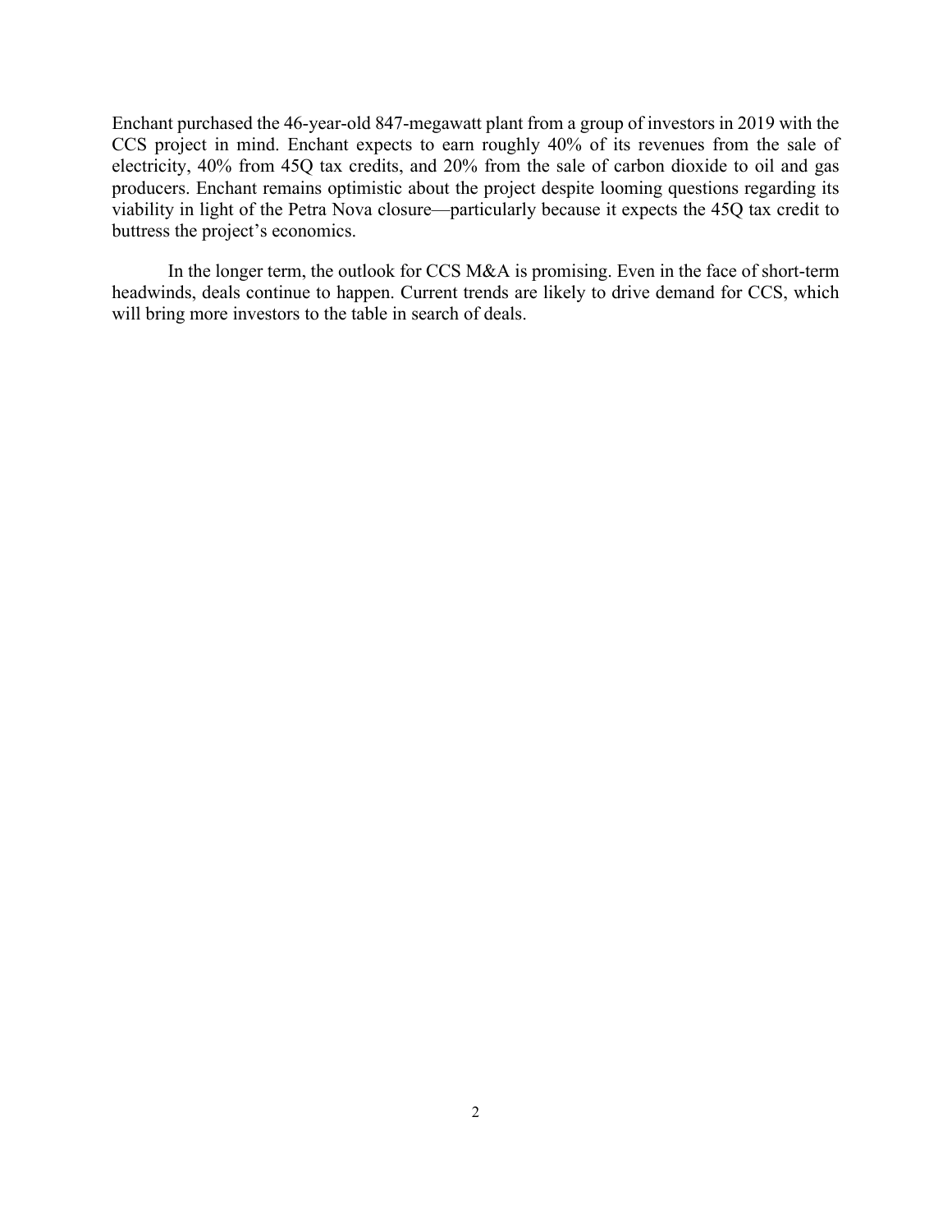Enchant purchased the 46-year-old 847-megawatt plant from a group of investors in 2019 with the CCS project in mind. Enchant expects to earn roughly 40% of its revenues from the sale of electricity, 40% from 45Q tax credits, and 20% from the sale of carbon dioxide to oil and gas producers. Enchant remains optimistic about the project despite looming questions regarding its viability in light of the Petra Nova closure—particularly because it expects the 45Q tax credit to buttress the project's economics.

In the longer term, the outlook for CCS M&A is promising. Even in the face of short-term headwinds, deals continue to happen. Current trends are likely to drive demand for CCS, which will bring more investors to the table in search of deals.